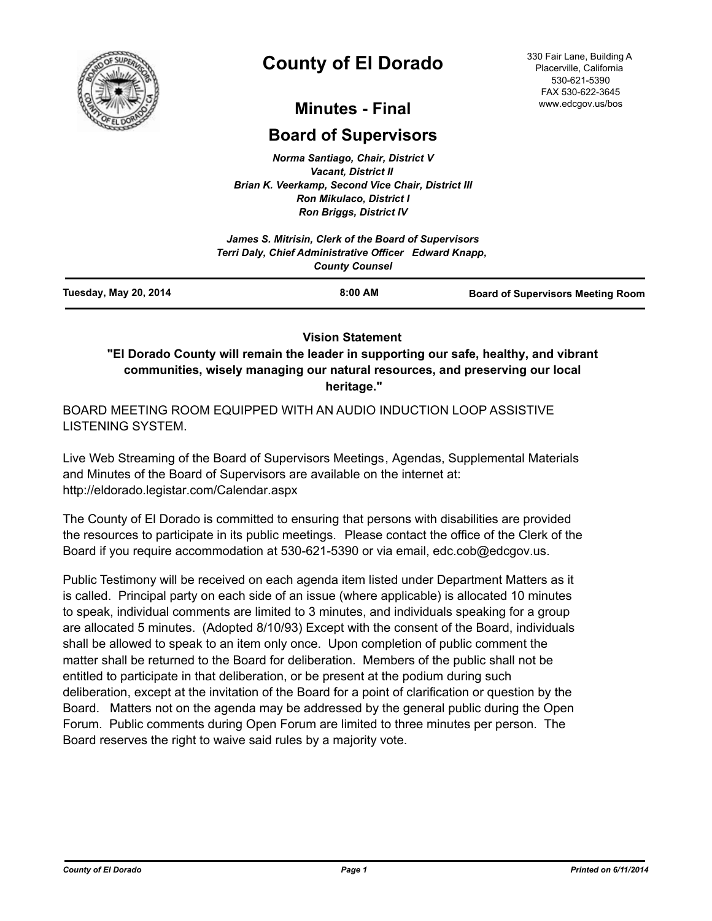# County of El Dorado

330 Fair Lane, Building A
Placerville, California
530-621-5390
FAX 530-622-3645
www.edcgov.us/bos

## Minutes - Final

## Board of Supervisors

*Norma Santiago, Chair, District V*
*Vacant, District II*
*Brian K. Veerkamp, Second Vice Chair, District III*
*Ron Mikulaco, District I*
*Ron Briggs, District IV*

*James S. Mitrisin, Clerk of the Board of Supervisors*
*Terri Daly, Chief Administrative Officer Edward Knapp, County Counsel*

**Tuesday, May 20, 2014** **8:00 AM** **Board of Supervisors Meeting Room**

---

**Vision Statement**

**"El Dorado County will remain the leader in supporting our safe, healthy, and vibrant communities, wisely managing our natural resources, and preserving our local heritage."**

BOARD MEETING ROOM EQUIPPED WITH AN AUDIO INDUCTION LOOP ASSISTIVE LISTENING SYSTEM.

Live Web Streaming of the Board of Supervisors Meetings, Agendas, Supplemental Materials and Minutes of the Board of Supervisors are available on the internet at: http://eldorado.legistar.com/Calendar.aspx

The County of El Dorado is committed to ensuring that persons with disabilities are provided the resources to participate in its public meetings. Please contact the office of the Clerk of the Board if you require accommodation at 530-621-5390 or via email, edc.cob@edcgov.us.

Public Testimony will be received on each agenda item listed under Department Matters as it is called. Principal party on each side of an issue (where applicable) is allocated 10 minutes to speak, individual comments are limited to 3 minutes, and individuals speaking for a group are allocated 5 minutes. (Adopted 8/10/93) Except with the consent of the Board, individuals shall be allowed to speak to an item only once. Upon completion of public comment the matter shall be returned to the Board for deliberation. Members of the public shall not be entitled to participate in that deliberation, or be present at the podium during such deliberation, except at the invitation of the Board for a point of clarification or question by the Board. Matters not on the agenda may be addressed by the general public during the Open Forum. Public comments during Open Forum are limited to three minutes per person. The Board reserves the right to waive said rules by a majority vote.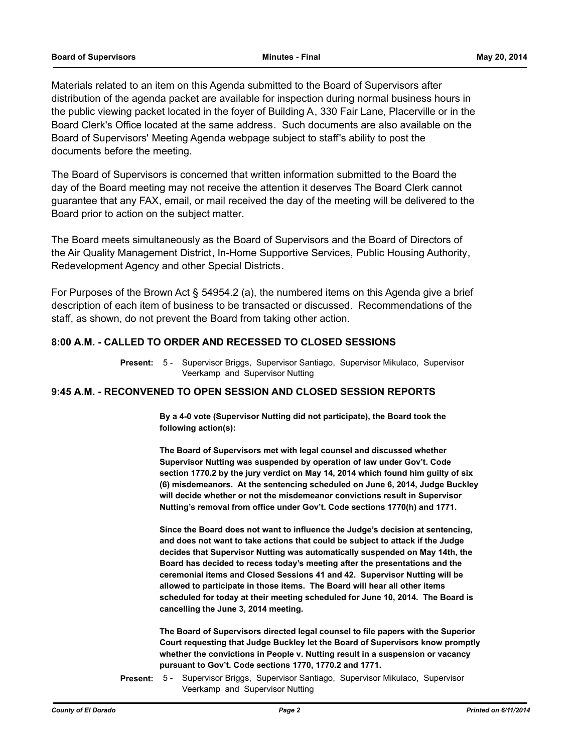Materials related to an item on this Agenda submitted to the Board of Supervisors after distribution of the agenda packet are available for inspection during normal business hours in the public viewing packet located in the foyer of Building A, 330 Fair Lane, Placerville or in the Board Clerk's Office located at the same address. Such documents are also available on the Board of Supervisors' Meeting Agenda webpage subject to staff's ability to post the documents before the meeting.

The Board of Supervisors is concerned that written information submitted to the Board the day of the Board meeting may not receive the attention it deserves The Board Clerk cannot guarantee that any FAX, email, or mail received the day of the meeting will be delivered to the Board prior to action on the subject matter.

The Board meets simultaneously as the Board of Supervisors and the Board of Directors of the Air Quality Management District, In-Home Supportive Services, Public Housing Authority, Redevelopment Agency and other Special Districts.

For Purposes of the Brown Act § 54954.2 (a), the numbered items on this Agenda give a brief description of each item of business to be transacted or discussed. Recommendations of the staff, as shown, do not prevent the Board from taking other action.

## 8:00 A.M. - CALLED TO ORDER AND RECESSED TO CLOSED SESSIONS

**Present:** 5 - Supervisor Briggs, Supervisor Santiago, Supervisor Mikulaco, Supervisor Veerkamp and Supervisor Nutting

## 9:45 A.M. - RECONVENED TO OPEN SESSION AND CLOSED SESSION REPORTS

**By a 4-0 vote (Supervisor Nutting did not participate), the Board took the following action(s):**

**The Board of Supervisors met with legal counsel and discussed whether Supervisor Nutting was suspended by operation of law under Gov't. Code section 1770.2 by the jury verdict on May 14, 2014 which found him guilty of six (6) misdemeanors. At the sentencing scheduled on June 6, 2014, Judge Buckley will decide whether or not the misdemeanor convictions result in Supervisor Nutting's removal from office under Gov't. Code sections 1770(h) and 1771.**

**Since the Board does not want to influence the Judge's decision at sentencing, and does not want to take actions that could be subject to attack if the Judge decides that Supervisor Nutting was automatically suspended on May 14th, the Board has decided to recess today's meeting after the presentations and the ceremonial items and Closed Sessions 41 and 42. Supervisor Nutting will be allowed to participate in those items. The Board will hear all other items scheduled for today at their meeting scheduled for June 10, 2014. The Board is cancelling the June 3, 2014 meeting.**

**The Board of Supervisors directed legal counsel to file papers with the Superior Court requesting that Judge Buckley let the Board of Supervisors know promptly whether the convictions in People v. Nutting result in a suspension or vacancy pursuant to Gov't. Code sections 1770, 1770.2 and 1771.**

**Present:** 5 - Supervisor Briggs, Supervisor Santiago, Supervisor Mikulaco, Supervisor Veerkamp and Supervisor Nutting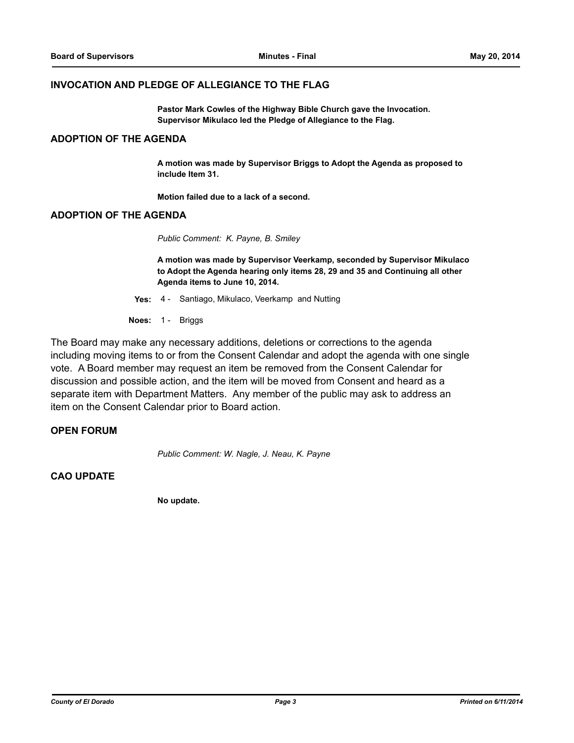## INVOCATION AND PLEDGE OF ALLEGIANCE TO THE FLAG

**Pastor Mark Cowles of the Highway Bible Church gave the Invocation. Supervisor Mikulaco led the Pledge of Allegiance to the Flag.**

## ADOPTION OF THE AGENDA

**A motion was made by Supervisor Briggs to Adopt the Agenda as proposed to include Item 31.**

**Motion failed due to a lack of a second.**

## ADOPTION OF THE AGENDA

*Public Comment: K. Payne, B. Smiley*

**A motion was made by Supervisor Veerkamp, seconded by Supervisor Mikulaco to Adopt the Agenda hearing only items 28, 29 and 35 and Continuing all other Agenda items to June 10, 2014.**

**Yes:** 4 - Santiago, Mikulaco, Veerkamp and Nutting

**Noes:** 1 - Briggs

The Board may make any necessary additions, deletions or corrections to the agenda including moving items to or from the Consent Calendar and adopt the agenda with one single vote. A Board member may request an item be removed from the Consent Calendar for discussion and possible action, and the item will be moved from Consent and heard as a separate item with Department Matters. Any member of the public may ask to address an item on the Consent Calendar prior to Board action.

## OPEN FORUM

*Public Comment: W. Nagle, J. Neau, K. Payne*

## CAO UPDATE

**No update.**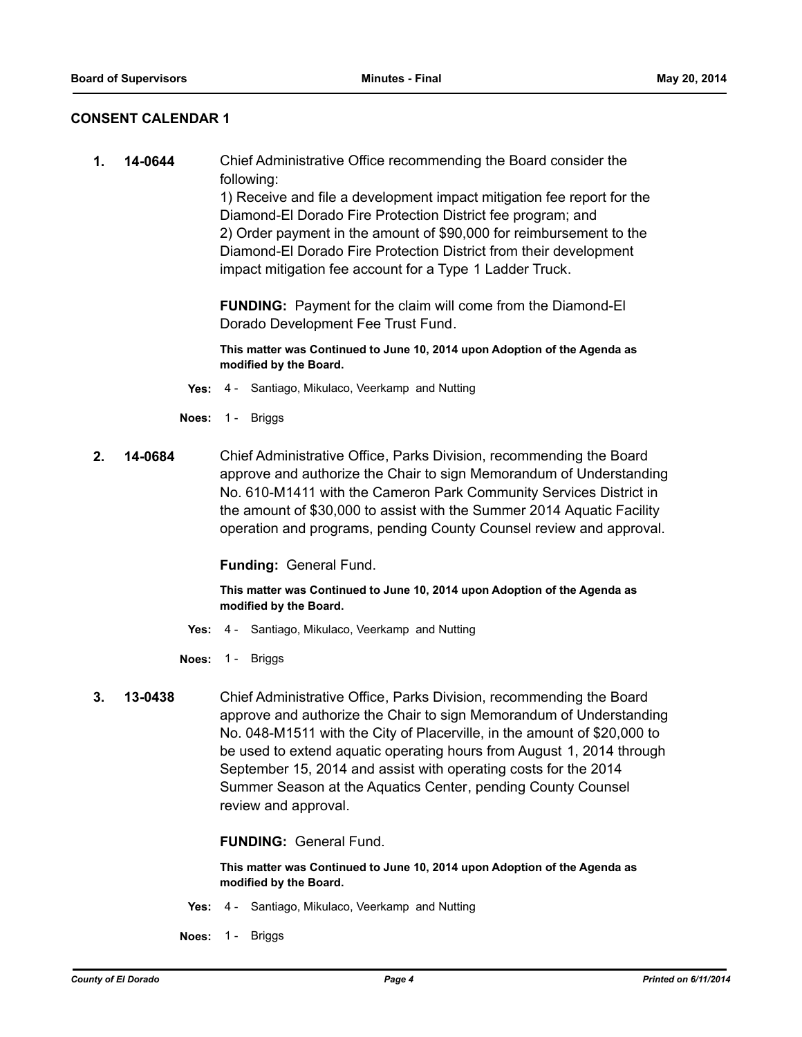## CONSENT CALENDAR 1

**1. 14-0644** Chief Administrative Office recommending the Board consider the following:
1) Receive and file a development impact mitigation fee report for the Diamond-El Dorado Fire Protection District fee program; and
2) Order payment in the amount of $90,000 for reimbursement to the Diamond-El Dorado Fire Protection District from their development impact mitigation fee account for a Type 1 Ladder Truck.

**FUNDING:** Payment for the claim will come from the Diamond-El Dorado Development Fee Trust Fund.

**This matter was Continued to June 10, 2014 upon Adoption of the Agenda as modified by the Board.**

**Yes:** 4 - Santiago, Mikulaco, Veerkamp and Nutting

**Noes:** 1 - Briggs

**2. 14-0684** Chief Administrative Office, Parks Division, recommending the Board approve and authorize the Chair to sign Memorandum of Understanding No. 610-M1411 with the Cameron Park Community Services District in the amount of $30,000 to assist with the Summer 2014 Aquatic Facility operation and programs, pending County Counsel review and approval.

**Funding:** General Fund.

**This matter was Continued to June 10, 2014 upon Adoption of the Agenda as modified by the Board.**

**Yes:** 4 - Santiago, Mikulaco, Veerkamp and Nutting

**Noes:** 1 - Briggs

**3. 13-0438** Chief Administrative Office, Parks Division, recommending the Board approve and authorize the Chair to sign Memorandum of Understanding No. 048-M1511 with the City of Placerville, in the amount of $20,000 to be used to extend aquatic operating hours from August 1, 2014 through September 15, 2014 and assist with operating costs for the 2014 Summer Season at the Aquatics Center, pending County Counsel review and approval.

**FUNDING:** General Fund.

**This matter was Continued to June 10, 2014 upon Adoption of the Agenda as modified by the Board.**

**Yes:** 4 - Santiago, Mikulaco, Veerkamp and Nutting

**Noes:** 1 - Briggs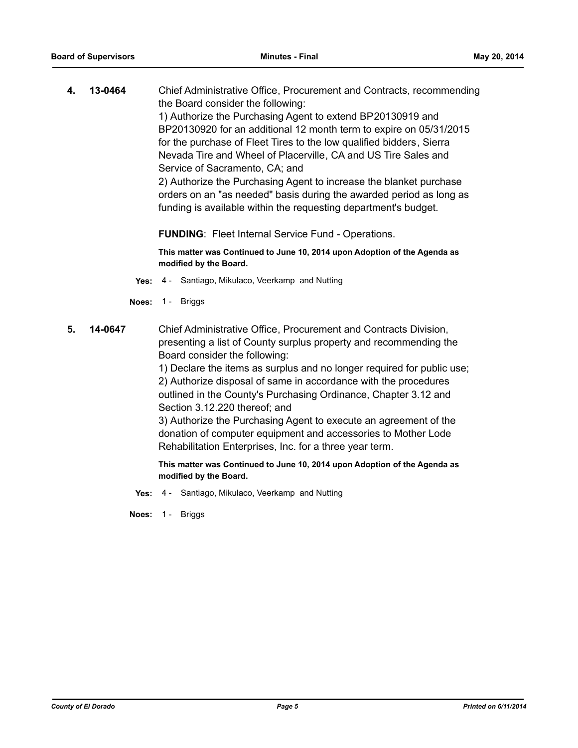**4. 13-0464** Chief Administrative Office, Procurement and Contracts, recommending the Board consider the following:

1) Authorize the Purchasing Agent to extend BP20130919 and BP20130920 for an additional 12 month term to expire on 05/31/2015 for the purchase of Fleet Tires to the low qualified bidders, Sierra Nevada Tire and Wheel of Placerville, CA and US Tire Sales and Service of Sacramento, CA; and

2) Authorize the Purchasing Agent to increase the blanket purchase orders on an "as needed" basis during the awarded period as long as funding is available within the requesting department's budget.

**FUNDING**: Fleet Internal Service Fund - Operations.

**This matter was Continued to June 10, 2014 upon Adoption of the Agenda as modified by the Board.**

**Yes:** 4 - Santiago, Mikulaco, Veerkamp and Nutting

**Noes:** 1 - Briggs

**5. 14-0647** Chief Administrative Office, Procurement and Contracts Division, presenting a list of County surplus property and recommending the Board consider the following:

1) Declare the items as surplus and no longer required for public use;

2) Authorize disposal of same in accordance with the procedures outlined in the County's Purchasing Ordinance, Chapter 3.12 and Section 3.12.220 thereof; and

3) Authorize the Purchasing Agent to execute an agreement of the donation of computer equipment and accessories to Mother Lode Rehabilitation Enterprises, Inc. for a three year term.

**This matter was Continued to June 10, 2014 upon Adoption of the Agenda as modified by the Board.**

**Yes:** 4 - Santiago, Mikulaco, Veerkamp and Nutting

**Noes:** 1 - Briggs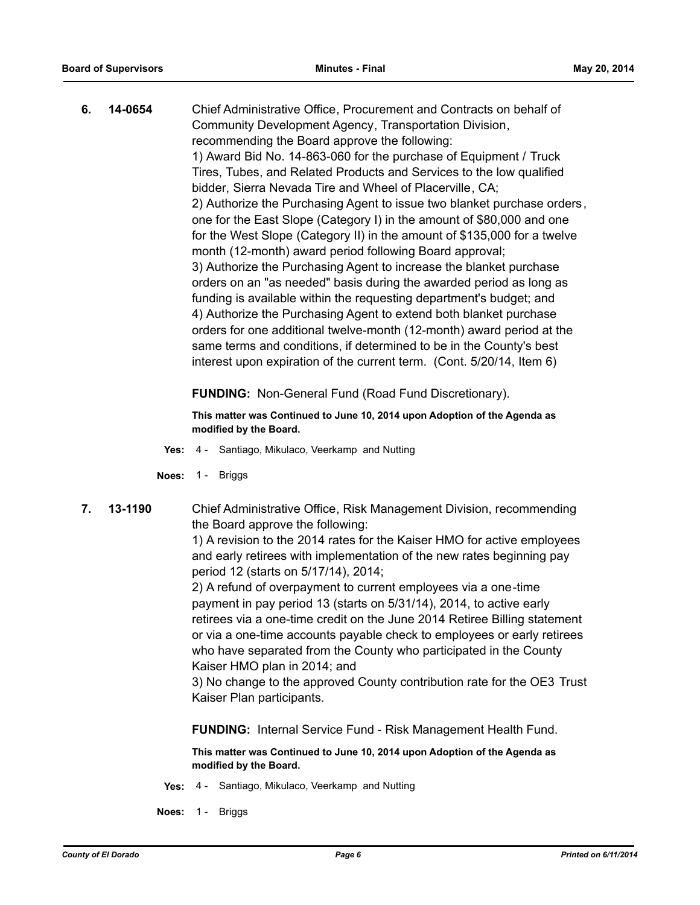**6. 14-0654** Chief Administrative Office, Procurement and Contracts on behalf of Community Development Agency, Transportation Division, recommending the Board approve the following:

1) Award Bid No. 14-863-060 for the purchase of Equipment / Truck Tires, Tubes, and Related Products and Services to the low qualified bidder, Sierra Nevada Tire and Wheel of Placerville, CA;
2) Authorize the Purchasing Agent to issue two blanket purchase orders, one for the East Slope (Category I) in the amount of $80,000 and one for the West Slope (Category II) in the amount of $135,000 for a twelve month (12-month) award period following Board approval;
3) Authorize the Purchasing Agent to increase the blanket purchase orders on an "as needed" basis during the awarded period as long as funding is available within the requesting department's budget; and
4) Authorize the Purchasing Agent to extend both blanket purchase orders for one additional twelve-month (12-month) award period at the same terms and conditions, if determined to be in the County's best interest upon expiration of the current term. (Cont. 5/20/14, Item 6)

**FUNDING:** Non-General Fund (Road Fund Discretionary).

**This matter was Continued to June 10, 2014 upon Adoption of the Agenda as modified by the Board.**

**Yes:** 4 - Santiago, Mikulaco, Veerkamp and Nutting

**Noes:** 1 - Briggs

**7. 13-1190** Chief Administrative Office, Risk Management Division, recommending the Board approve the following:

1) A revision to the 2014 rates for the Kaiser HMO for active employees and early retirees with implementation of the new rates beginning pay period 12 (starts on 5/17/14), 2014;
2) A refund of overpayment to current employees via a one-time payment in pay period 13 (starts on 5/31/14), 2014, to active early retirees via a one-time credit on the June 2014 Retiree Billing statement or via a one-time accounts payable check to employees or early retirees who have separated from the County who participated in the County Kaiser HMO plan in 2014; and
3) No change to the approved County contribution rate for the OE3 Trust Kaiser Plan participants.

**FUNDING:** Internal Service Fund - Risk Management Health Fund.

**This matter was Continued to June 10, 2014 upon Adoption of the Agenda as modified by the Board.**

**Yes:** 4 - Santiago, Mikulaco, Veerkamp and Nutting

**Noes:** 1 - Briggs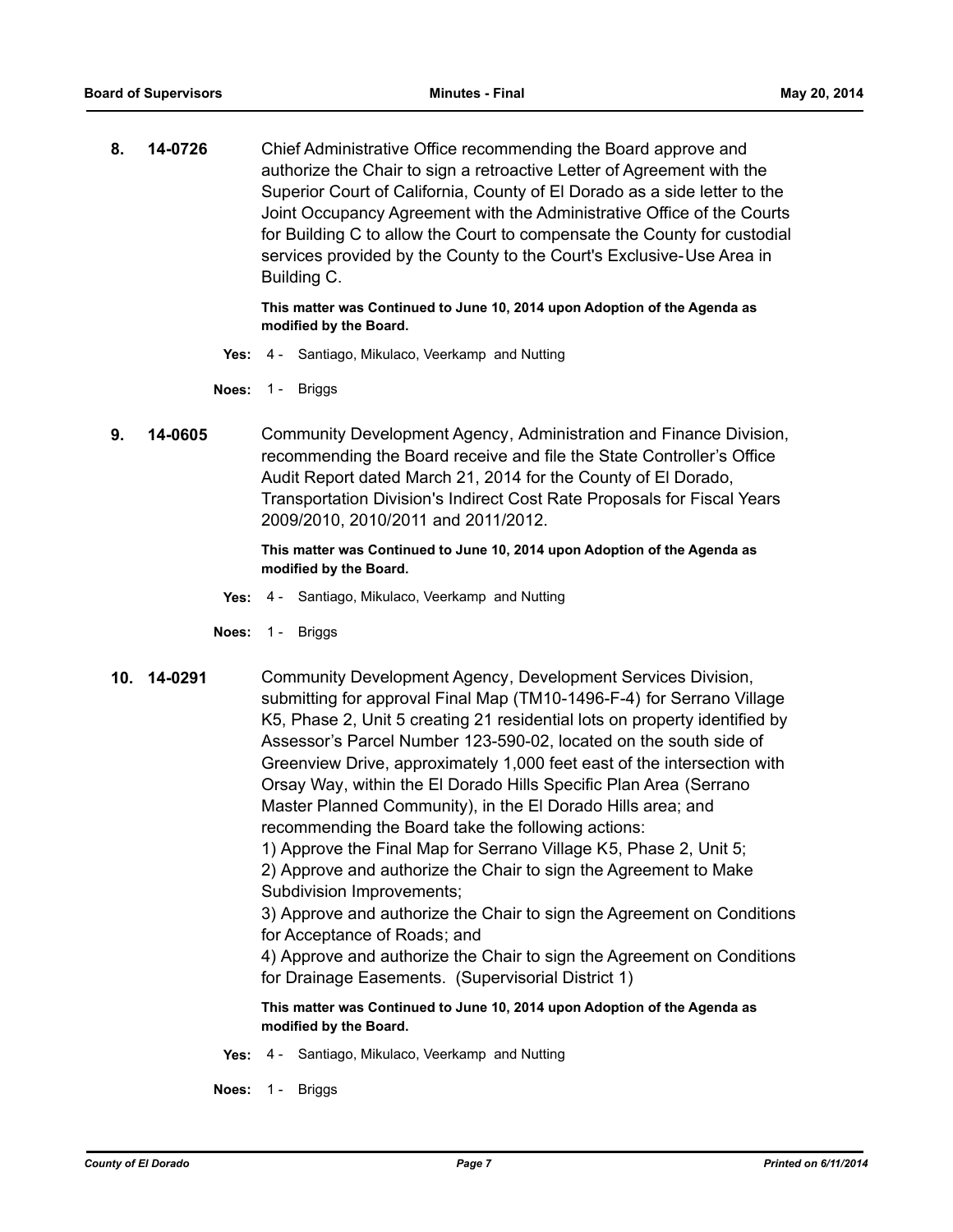**8. 14-0726** Chief Administrative Office recommending the Board approve and authorize the Chair to sign a retroactive Letter of Agreement with the Superior Court of California, County of El Dorado as a side letter to the Joint Occupancy Agreement with the Administrative Office of the Courts for Building C to allow the Court to compensate the County for custodial services provided by the County to the Court's Exclusive-Use Area in Building C.

**This matter was Continued to June 10, 2014 upon Adoption of the Agenda as modified by the Board.**

**Yes:** 4 - Santiago, Mikulaco, Veerkamp and Nutting

**Noes:** 1 - Briggs

**9. 14-0605** Community Development Agency, Administration and Finance Division, recommending the Board receive and file the State Controller's Office Audit Report dated March 21, 2014 for the County of El Dorado, Transportation Division's Indirect Cost Rate Proposals for Fiscal Years 2009/2010, 2010/2011 and 2011/2012.

**This matter was Continued to June 10, 2014 upon Adoption of the Agenda as modified by the Board.**

**Yes:** 4 - Santiago, Mikulaco, Veerkamp and Nutting

**Noes:** 1 - Briggs

**10. 14-0291** Community Development Agency, Development Services Division, submitting for approval Final Map (TM10-1496-F-4) for Serrano Village K5, Phase 2, Unit 5 creating 21 residential lots on property identified by Assessor's Parcel Number 123-590-02, located on the south side of Greenview Drive, approximately 1,000 feet east of the intersection with Orsay Way, within the El Dorado Hills Specific Plan Area (Serrano Master Planned Community), in the El Dorado Hills area; and recommending the Board take the following actions:

1) Approve the Final Map for Serrano Village K5, Phase 2, Unit 5;
2) Approve and authorize the Chair to sign the Agreement to Make Subdivision Improvements;
3) Approve and authorize the Chair to sign the Agreement on Conditions for Acceptance of Roads; and
4) Approve and authorize the Chair to sign the Agreement on Conditions for Drainage Easements. (Supervisorial District 1)

**This matter was Continued to June 10, 2014 upon Adoption of the Agenda as modified by the Board.**

**Yes:** 4 - Santiago, Mikulaco, Veerkamp and Nutting

**Noes:** 1 - Briggs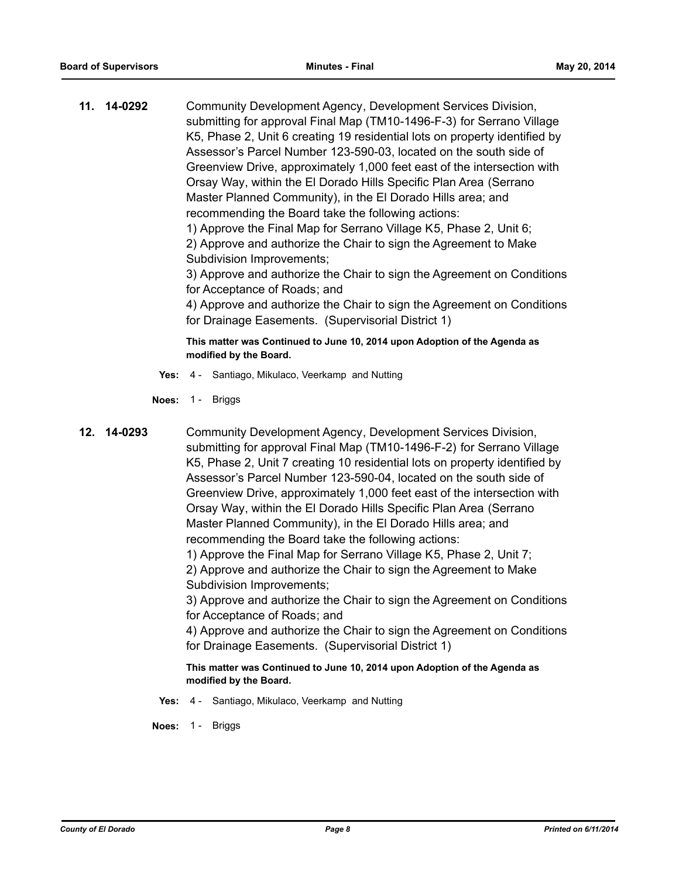**11. 14-0292** Community Development Agency, Development Services Division, submitting for approval Final Map (TM10-1496-F-3) for Serrano Village K5, Phase 2, Unit 6 creating 19 residential lots on property identified by Assessor's Parcel Number 123-590-03, located on the south side of Greenview Drive, approximately 1,000 feet east of the intersection with Orsay Way, within the El Dorado Hills Specific Plan Area (Serrano Master Planned Community), in the El Dorado Hills area; and recommending the Board take the following actions:

1) Approve the Final Map for Serrano Village K5, Phase 2, Unit 6;
2) Approve and authorize the Chair to sign the Agreement to Make Subdivision Improvements;
3) Approve and authorize the Chair to sign the Agreement on Conditions for Acceptance of Roads; and
4) Approve and authorize the Chair to sign the Agreement on Conditions for Drainage Easements. (Supervisorial District 1)

**This matter was Continued to June 10, 2014 upon Adoption of the Agenda as modified by the Board.**

**Yes:** 4 - Santiago, Mikulaco, Veerkamp and Nutting

**Noes:** 1 - Briggs

**12. 14-0293** Community Development Agency, Development Services Division, submitting for approval Final Map (TM10-1496-F-2) for Serrano Village K5, Phase 2, Unit 7 creating 10 residential lots on property identified by Assessor's Parcel Number 123-590-04, located on the south side of Greenview Drive, approximately 1,000 feet east of the intersection with Orsay Way, within the El Dorado Hills Specific Plan Area (Serrano Master Planned Community), in the El Dorado Hills area; and recommending the Board take the following actions:

1) Approve the Final Map for Serrano Village K5, Phase 2, Unit 7;
2) Approve and authorize the Chair to sign the Agreement to Make Subdivision Improvements;
3) Approve and authorize the Chair to sign the Agreement on Conditions for Acceptance of Roads; and
4) Approve and authorize the Chair to sign the Agreement on Conditions for Drainage Easements. (Supervisorial District 1)

**This matter was Continued to June 10, 2014 upon Adoption of the Agenda as modified by the Board.**

**Yes:** 4 - Santiago, Mikulaco, Veerkamp and Nutting

**Noes:** 1 - Briggs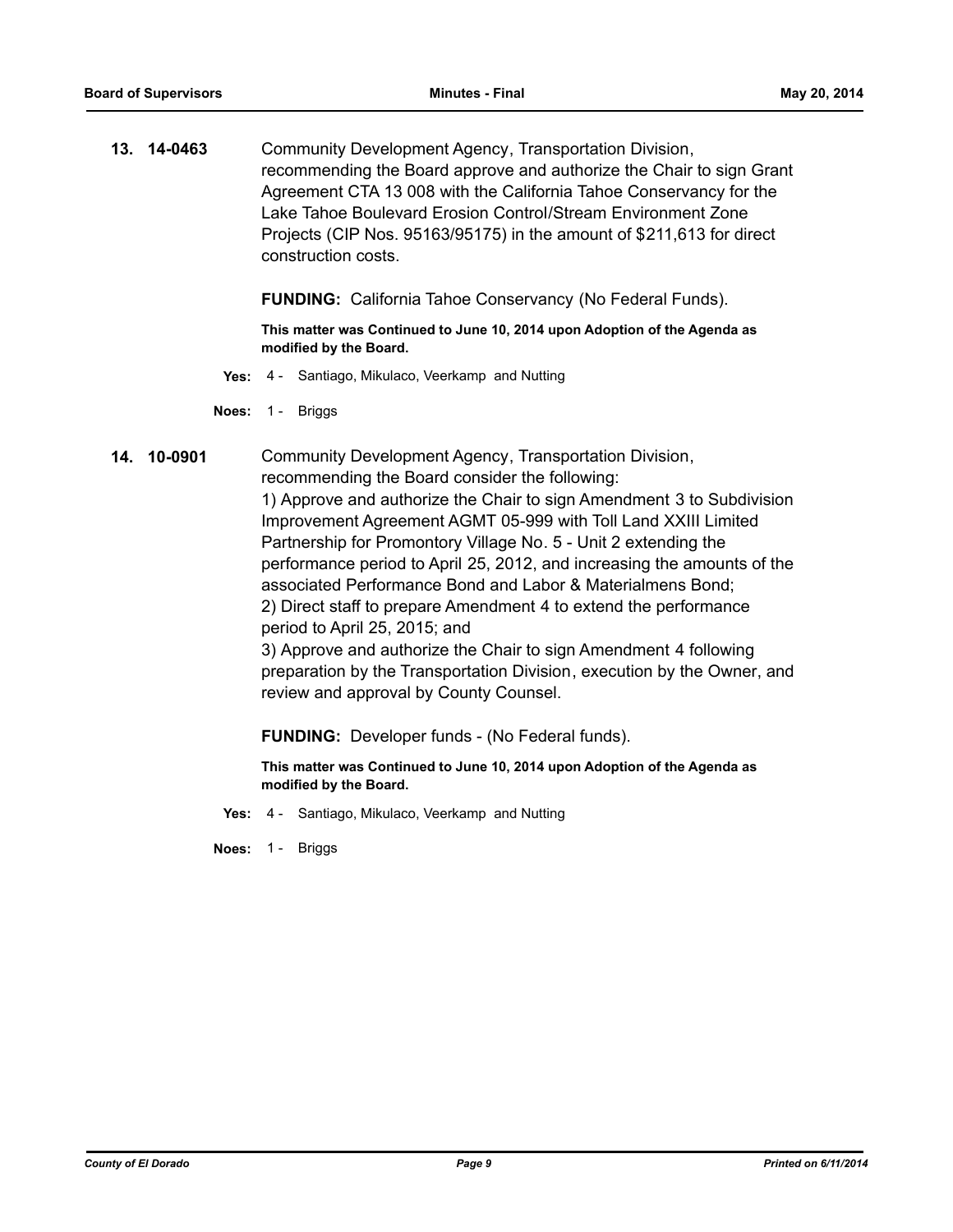**13. 14-0463** Community Development Agency, Transportation Division, recommending the Board approve and authorize the Chair to sign Grant Agreement CTA 13 008 with the California Tahoe Conservancy for the Lake Tahoe Boulevard Erosion Control/Stream Environment Zone Projects (CIP Nos. 95163/95175) in the amount of $211,613 for direct construction costs.

**FUNDING:** California Tahoe Conservancy (No Federal Funds).

**This matter was Continued to June 10, 2014 upon Adoption of the Agenda as modified by the Board.**

**Yes:** 4 - Santiago, Mikulaco, Veerkamp and Nutting

**Noes:** 1 - Briggs

**14. 10-0901** Community Development Agency, Transportation Division, recommending the Board consider the following:

1) Approve and authorize the Chair to sign Amendment 3 to Subdivision Improvement Agreement AGMT 05-999 with Toll Land XXIII Limited Partnership for Promontory Village No. 5 - Unit 2 extending the performance period to April 25, 2012, and increasing the amounts of the associated Performance Bond and Labor & Materialmens Bond;

2) Direct staff to prepare Amendment 4 to extend the performance period to April 25, 2015; and

3) Approve and authorize the Chair to sign Amendment 4 following preparation by the Transportation Division, execution by the Owner, and review and approval by County Counsel.

**FUNDING:** Developer funds - (No Federal funds).

**This matter was Continued to June 10, 2014 upon Adoption of the Agenda as modified by the Board.**

**Yes:** 4 - Santiago, Mikulaco, Veerkamp and Nutting

**Noes:** 1 - Briggs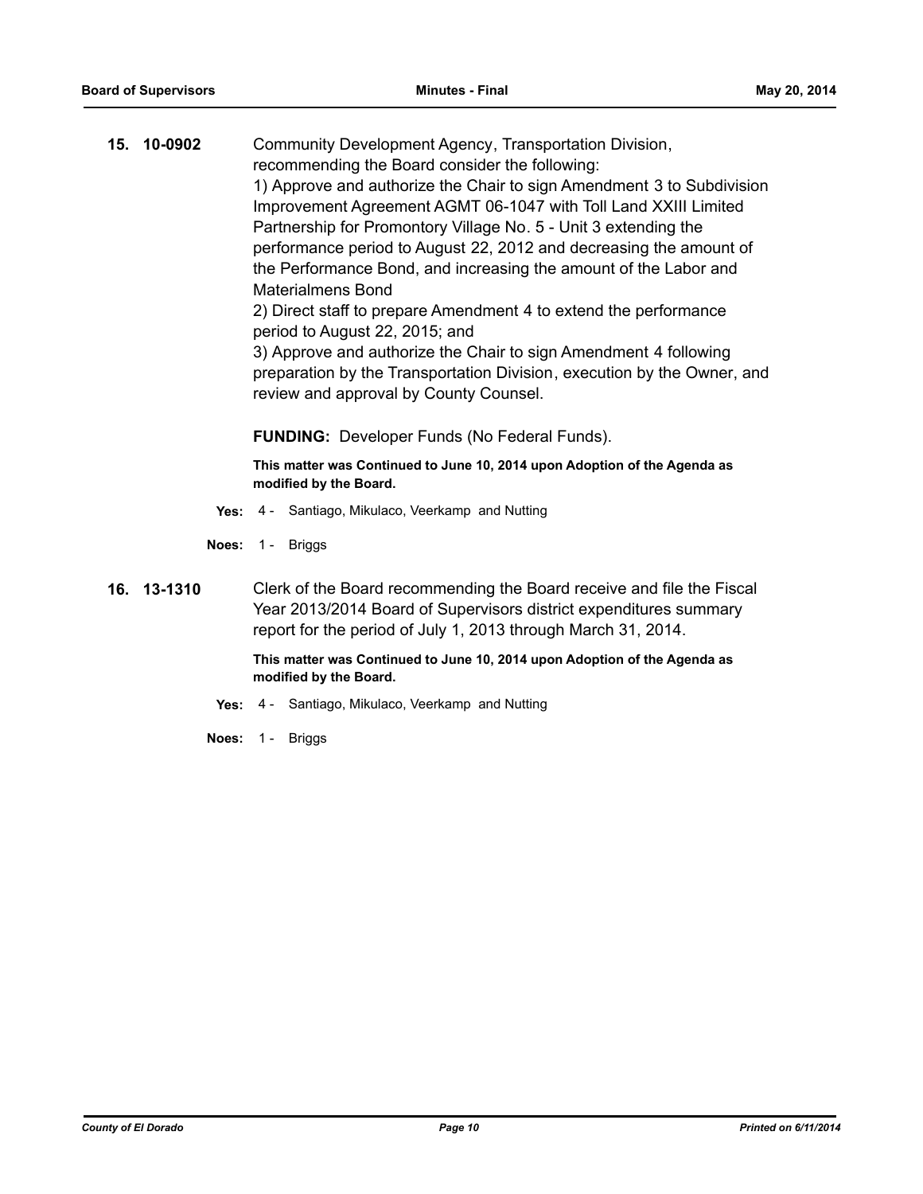**15. 10-0902**

Community Development Agency, Transportation Division, recommending the Board consider the following:

1) Approve and authorize the Chair to sign Amendment 3 to Subdivision Improvement Agreement AGMT 06-1047 with Toll Land XXIII Limited Partnership for Promontory Village No. 5 - Unit 3 extending the performance period to August 22, 2012 and decreasing the amount of the Performance Bond, and increasing the amount of the Labor and Materialmens Bond

2) Direct staff to prepare Amendment 4 to extend the performance period to August 22, 2015; and

3) Approve and authorize the Chair to sign Amendment 4 following preparation by the Transportation Division, execution by the Owner, and review and approval by County Counsel.

**FUNDING:** Developer Funds (No Federal Funds).

**This matter was Continued to June 10, 2014 upon Adoption of the Agenda as modified by the Board.**

**Yes:** 4 - Santiago, Mikulaco, Veerkamp and Nutting

**Noes:** 1 - Briggs

**16. 13-1310**

Clerk of the Board recommending the Board receive and file the Fiscal Year 2013/2014 Board of Supervisors district expenditures summary report for the period of July 1, 2013 through March 31, 2014.

**This matter was Continued to June 10, 2014 upon Adoption of the Agenda as modified by the Board.**

**Yes:** 4 - Santiago, Mikulaco, Veerkamp and Nutting

**Noes:** 1 - Briggs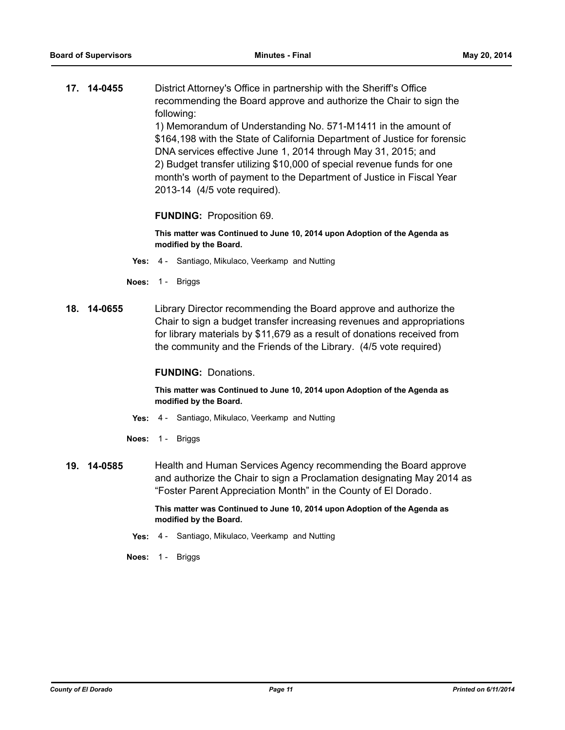**17. 14-0455**

District Attorney's Office in partnership with the Sheriff's Office recommending the Board approve and authorize the Chair to sign the following:
1) Memorandum of Understanding No. 571-M1411 in the amount of $164,198 with the State of California Department of Justice for forensic DNA services effective June 1, 2014 through May 31, 2015; and
2) Budget transfer utilizing $10,000 of special revenue funds for one month's worth of payment to the Department of Justice in Fiscal Year 2013-14 (4/5 vote required).

**FUNDING:** Proposition 69.

**This matter was Continued to June 10, 2014 upon Adoption of the Agenda as modified by the Board.**

**Yes:** 4 - Santiago, Mikulaco, Veerkamp and Nutting

**Noes:** 1 - Briggs

**18. 14-0655**

Library Director recommending the Board approve and authorize the Chair to sign a budget transfer increasing revenues and appropriations for library materials by $11,679 as a result of donations received from the community and the Friends of the Library. (4/5 vote required)

**FUNDING:** Donations.

**This matter was Continued to June 10, 2014 upon Adoption of the Agenda as modified by the Board.**

**Yes:** 4 - Santiago, Mikulaco, Veerkamp and Nutting

**Noes:** 1 - Briggs

**19. 14-0585**

Health and Human Services Agency recommending the Board approve and authorize the Chair to sign a Proclamation designating May 2014 as "Foster Parent Appreciation Month" in the County of El Dorado.

**This matter was Continued to June 10, 2014 upon Adoption of the Agenda as modified by the Board.**

**Yes:** 4 - Santiago, Mikulaco, Veerkamp and Nutting

**Noes:** 1 - Briggs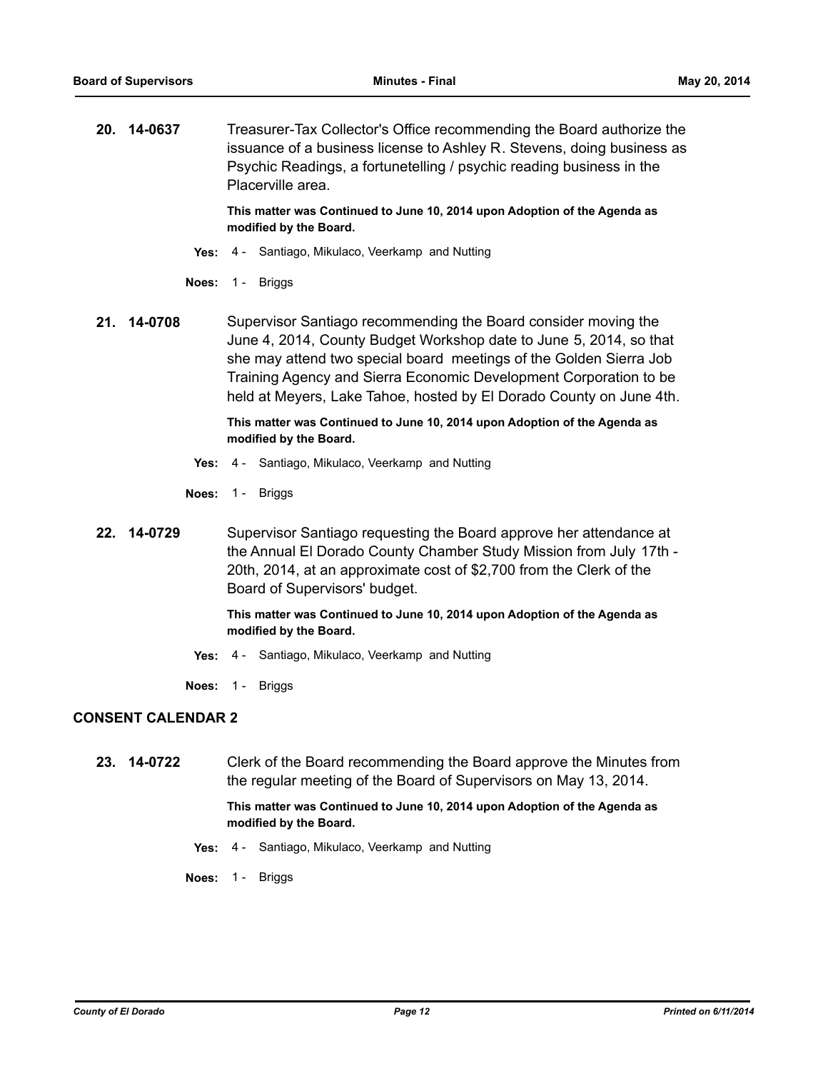**20. 14-0637** Treasurer-Tax Collector's Office recommending the Board authorize the issuance of a business license to Ashley R. Stevens, doing business as Psychic Readings, a fortunetelling / psychic reading business in the Placerville area.

**This matter was Continued to June 10, 2014 upon Adoption of the Agenda as modified by the Board.**

**Yes:** 4 - Santiago, Mikulaco, Veerkamp and Nutting

**Noes:** 1 - Briggs

**21. 14-0708** Supervisor Santiago recommending the Board consider moving the June 4, 2014, County Budget Workshop date to June 5, 2014, so that she may attend two special board meetings of the Golden Sierra Job Training Agency and Sierra Economic Development Corporation to be held at Meyers, Lake Tahoe, hosted by El Dorado County on June 4th.

**This matter was Continued to June 10, 2014 upon Adoption of the Agenda as modified by the Board.**

**Yes:** 4 - Santiago, Mikulaco, Veerkamp and Nutting

**Noes:** 1 - Briggs

**22. 14-0729** Supervisor Santiago requesting the Board approve her attendance at the Annual El Dorado County Chamber Study Mission from July 17th - 20th, 2014, at an approximate cost of $2,700 from the Clerk of the Board of Supervisors' budget.

**This matter was Continued to June 10, 2014 upon Adoption of the Agenda as modified by the Board.**

**Yes:** 4 - Santiago, Mikulaco, Veerkamp and Nutting

**Noes:** 1 - Briggs

## CONSENT CALENDAR 2

**23. 14-0722** Clerk of the Board recommending the Board approve the Minutes from the regular meeting of the Board of Supervisors on May 13, 2014.

**This matter was Continued to June 10, 2014 upon Adoption of the Agenda as modified by the Board.**

**Yes:** 4 - Santiago, Mikulaco, Veerkamp and Nutting

**Noes:** 1 - Briggs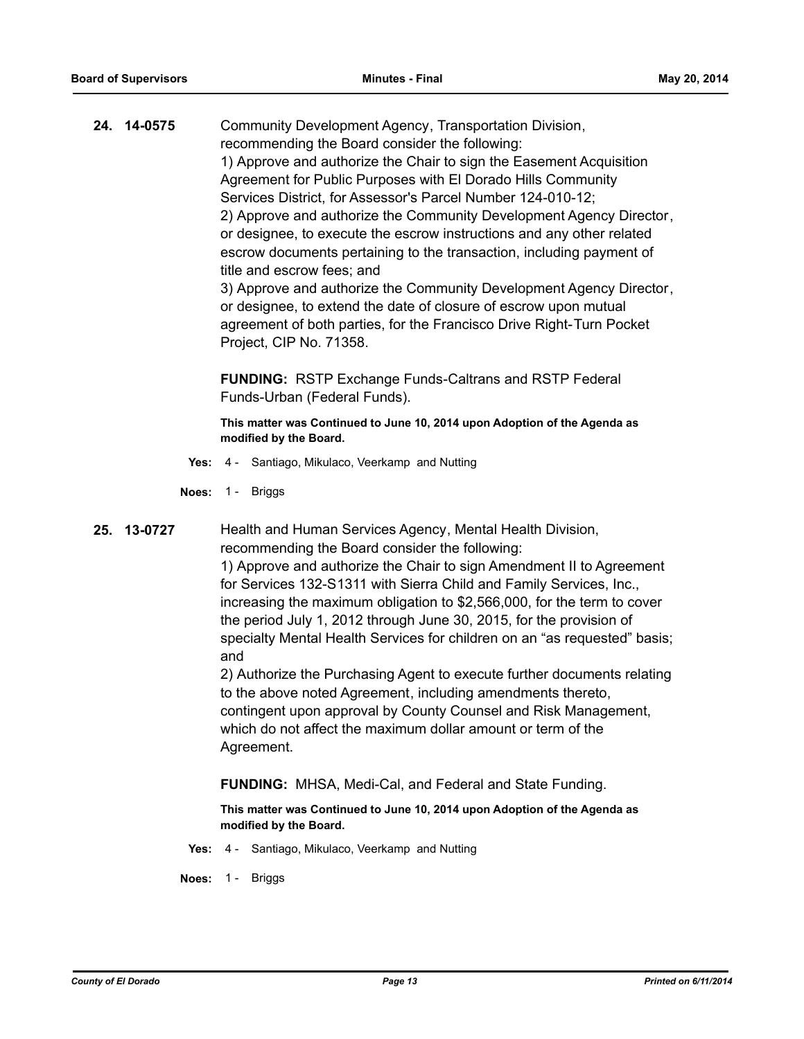**24. 14-0575**

Community Development Agency, Transportation Division, recommending the Board consider the following:
1) Approve and authorize the Chair to sign the Easement Acquisition Agreement for Public Purposes with El Dorado Hills Community Services District, for Assessor's Parcel Number 124-010-12;
2) Approve and authorize the Community Development Agency Director, or designee, to execute the escrow instructions and any other related escrow documents pertaining to the transaction, including payment of title and escrow fees; and
3) Approve and authorize the Community Development Agency Director, or designee, to extend the date of closure of escrow upon mutual agreement of both parties, for the Francisco Drive Right-Turn Pocket Project, CIP No. 71358.

**FUNDING:** RSTP Exchange Funds-Caltrans and RSTP Federal Funds-Urban (Federal Funds).

**This matter was Continued to June 10, 2014 upon Adoption of the Agenda as modified by the Board.**

**Yes:** 4 - Santiago, Mikulaco, Veerkamp and Nutting

**Noes:** 1 - Briggs

**25. 13-0727**

Health and Human Services Agency, Mental Health Division, recommending the Board consider the following:
1) Approve and authorize the Chair to sign Amendment II to Agreement for Services 132-S1311 with Sierra Child and Family Services, Inc., increasing the maximum obligation to $2,566,000, for the term to cover the period July 1, 2012 through June 30, 2015, for the provision of specialty Mental Health Services for children on an "as requested" basis; and
2) Authorize the Purchasing Agent to execute further documents relating to the above noted Agreement, including amendments thereto, contingent upon approval by County Counsel and Risk Management, which do not affect the maximum dollar amount or term of the Agreement.

**FUNDING:** MHSA, Medi-Cal, and Federal and State Funding.

**This matter was Continued to June 10, 2014 upon Adoption of the Agenda as modified by the Board.**

**Yes:** 4 - Santiago, Mikulaco, Veerkamp and Nutting

**Noes:** 1 - Briggs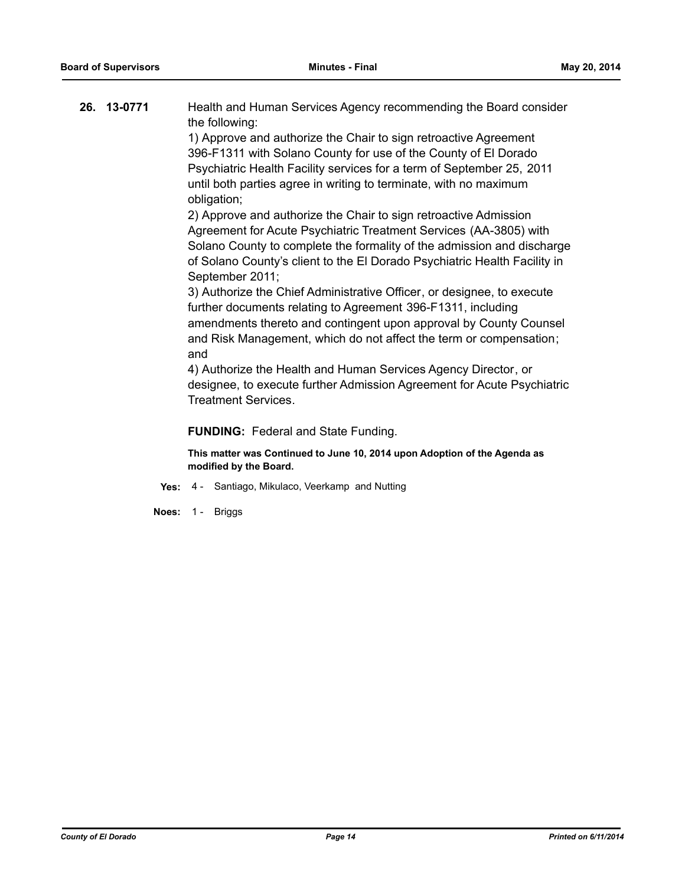**26. 13-0771** Health and Human Services Agency recommending the Board consider the following:

1) Approve and authorize the Chair to sign retroactive Agreement 396-F1311 with Solano County for use of the County of El Dorado Psychiatric Health Facility services for a term of September 25, 2011 until both parties agree in writing to terminate, with no maximum obligation;

2) Approve and authorize the Chair to sign retroactive Admission Agreement for Acute Psychiatric Treatment Services (AA-3805) with Solano County to complete the formality of the admission and discharge of Solano County's client to the El Dorado Psychiatric Health Facility in September 2011;

3) Authorize the Chief Administrative Officer, or designee, to execute further documents relating to Agreement 396-F1311, including amendments thereto and contingent upon approval by County Counsel and Risk Management, which do not affect the term or compensation; and

4) Authorize the Health and Human Services Agency Director, or designee, to execute further Admission Agreement for Acute Psychiatric Treatment Services.

**FUNDING:** Federal and State Funding.

**This matter was Continued to June 10, 2014 upon Adoption of the Agenda as modified by the Board.**

**Yes:** 4 - Santiago, Mikulaco, Veerkamp and Nutting

**Noes:** 1 - Briggs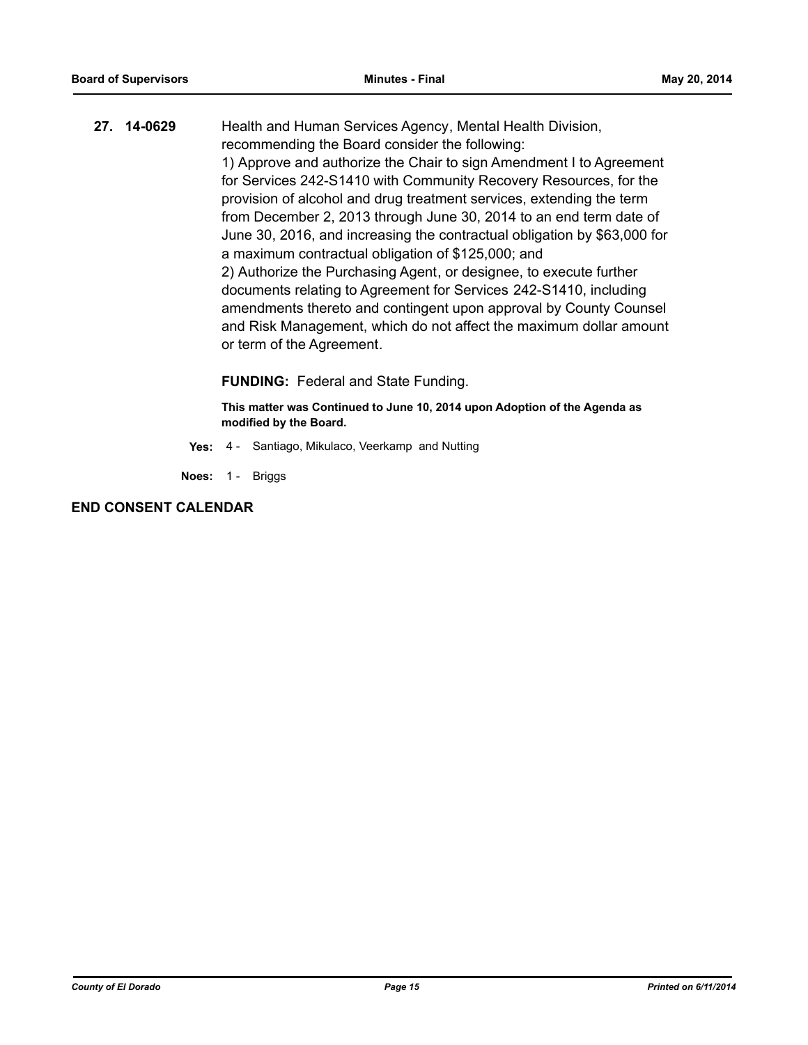**27. 14-0629** Health and Human Services Agency, Mental Health Division, recommending the Board consider the following:

1) Approve and authorize the Chair to sign Amendment I to Agreement for Services 242-S1410 with Community Recovery Resources, for the provision of alcohol and drug treatment services, extending the term from December 2, 2013 through June 30, 2014 to an end term date of June 30, 2016, and increasing the contractual obligation by $63,000 for a maximum contractual obligation of $125,000; and

2) Authorize the Purchasing Agent, or designee, to execute further documents relating to Agreement for Services 242-S1410, including amendments thereto and contingent upon approval by County Counsel and Risk Management, which do not affect the maximum dollar amount or term of the Agreement.

**FUNDING:** Federal and State Funding.

**This matter was Continued to June 10, 2014 upon Adoption of the Agenda as modified by the Board.**

**Yes:** 4 - Santiago, Mikulaco, Veerkamp and Nutting

**Noes:** 1 - Briggs

## END CONSENT CALENDAR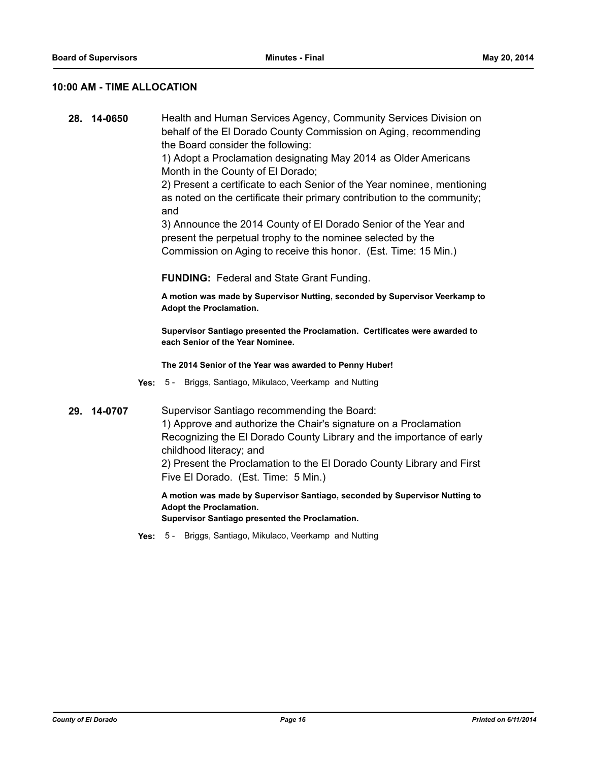## 10:00 AM - TIME ALLOCATION

**28. 14-0650**

Health and Human Services Agency, Community Services Division on behalf of the El Dorado County Commission on Aging, recommending the Board consider the following:

1) Adopt a Proclamation designating May 2014 as Older Americans Month in the County of El Dorado;

2) Present a certificate to each Senior of the Year nominee, mentioning as noted on the certificate their primary contribution to the community; and

3) Announce the 2014 County of El Dorado Senior of the Year and present the perpetual trophy to the nominee selected by the Commission on Aging to receive this honor. (Est. Time: 15 Min.)

**FUNDING:** Federal and State Grant Funding.

**A motion was made by Supervisor Nutting, seconded by Supervisor Veerkamp to Adopt the Proclamation.**

**Supervisor Santiago presented the Proclamation. Certificates were awarded to each Senior of the Year Nominee.**

**The 2014 Senior of the Year was awarded to Penny Huber!**

**Yes:** 5 - Briggs, Santiago, Mikulaco, Veerkamp and Nutting

**29. 14-0707**

Supervisor Santiago recommending the Board:

1) Approve and authorize the Chair's signature on a Proclamation Recognizing the El Dorado County Library and the importance of early childhood literacy; and

2) Present the Proclamation to the El Dorado County Library and First Five El Dorado. (Est. Time: 5 Min.)

**A motion was made by Supervisor Santiago, seconded by Supervisor Nutting to Adopt the Proclamation.**
**Supervisor Santiago presented the Proclamation.**

**Yes:** 5 - Briggs, Santiago, Mikulaco, Veerkamp and Nutting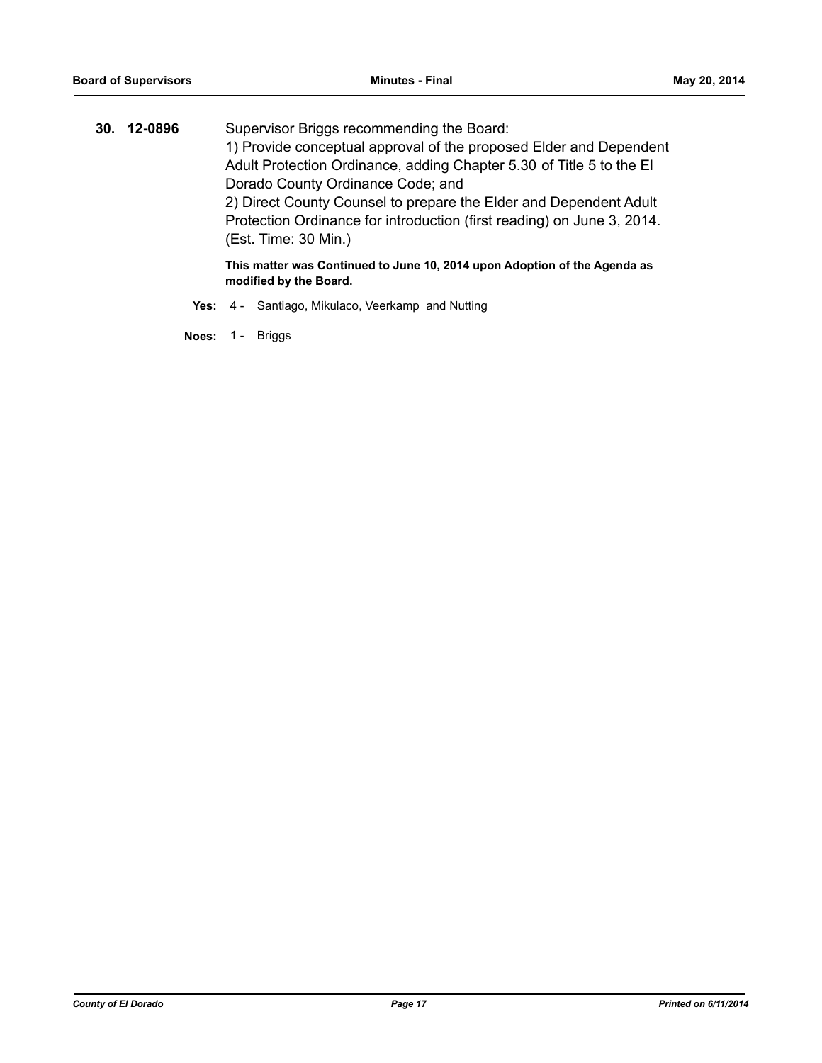**30. 12-0896** Supervisor Briggs recommending the Board:

1) Provide conceptual approval of the proposed Elder and Dependent Adult Protection Ordinance, adding Chapter 5.30 of Title 5 to the El Dorado County Ordinance Code; and

2) Direct County Counsel to prepare the Elder and Dependent Adult Protection Ordinance for introduction (first reading) on June 3, 2014. (Est. Time: 30 Min.)

**This matter was Continued to June 10, 2014 upon Adoption of the Agenda as modified by the Board.**

**Yes:** 4 - Santiago, Mikulaco, Veerkamp and Nutting

**Noes:** 1 - Briggs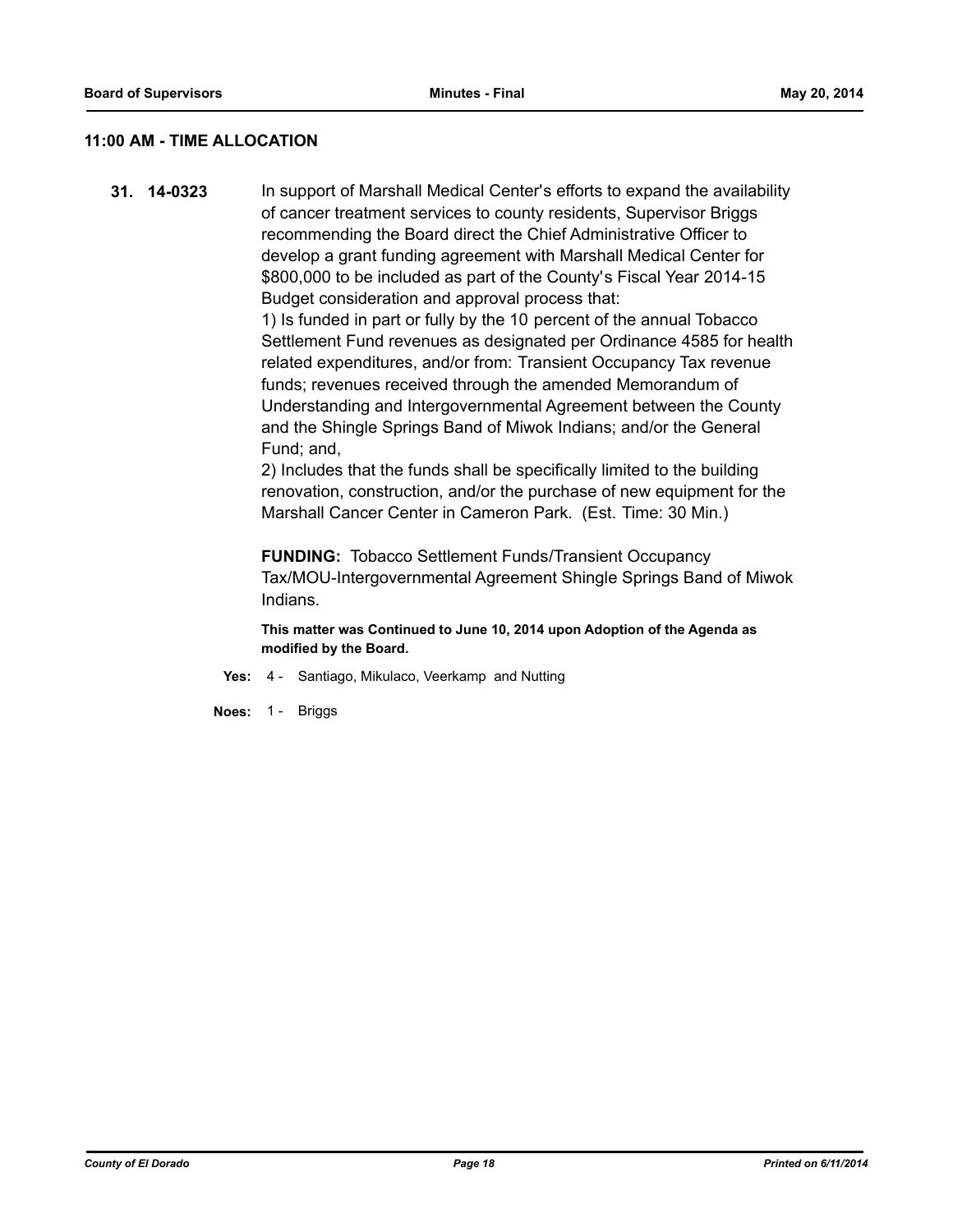## 11:00 AM - TIME ALLOCATION

**31. 14-0323** In support of Marshall Medical Center's efforts to expand the availability of cancer treatment services to county residents, Supervisor Briggs recommending the Board direct the Chief Administrative Officer to develop a grant funding agreement with Marshall Medical Center for $800,000 to be included as part of the County's Fiscal Year 2014-15 Budget consideration and approval process that:

1) Is funded in part or fully by the 10 percent of the annual Tobacco Settlement Fund revenues as designated per Ordinance 4585 for health related expenditures, and/or from: Transient Occupancy Tax revenue funds; revenues received through the amended Memorandum of Understanding and Intergovernmental Agreement between the County and the Shingle Springs Band of Miwok Indians; and/or the General Fund; and,

2) Includes that the funds shall be specifically limited to the building renovation, construction, and/or the purchase of new equipment for the Marshall Cancer Center in Cameron Park. (Est. Time: 30 Min.)

**FUNDING:** Tobacco Settlement Funds/Transient Occupancy Tax/MOU-Intergovernmental Agreement Shingle Springs Band of Miwok Indians.

**This matter was Continued to June 10, 2014 upon Adoption of the Agenda as modified by the Board.**

**Yes:** 4 - Santiago, Mikulaco, Veerkamp and Nutting

**Noes:** 1 - Briggs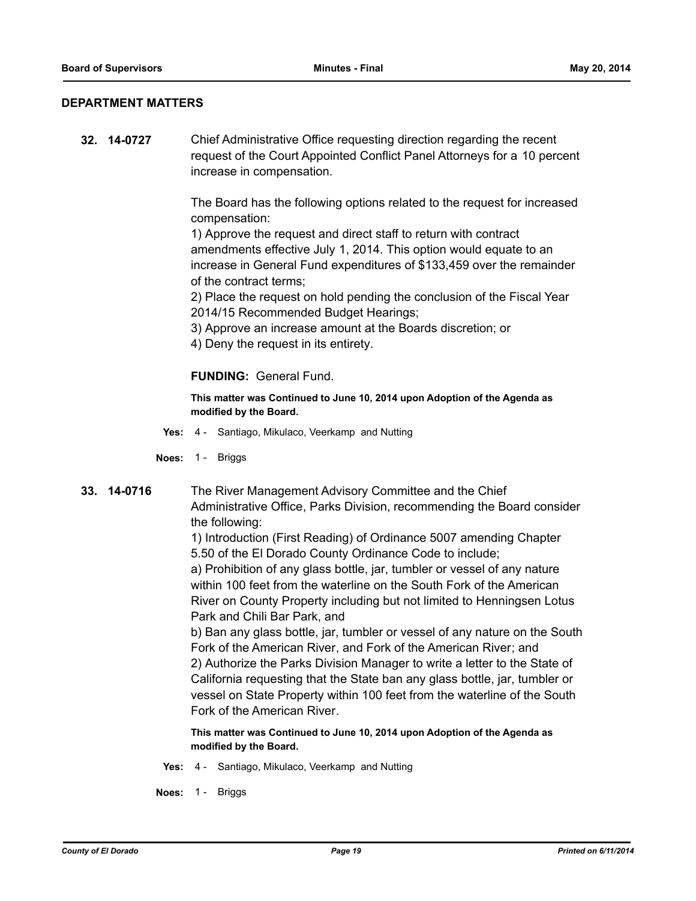## DEPARTMENT MATTERS

**32. 14-0727** Chief Administrative Office requesting direction regarding the recent request of the Court Appointed Conflict Panel Attorneys for a 10 percent increase in compensation.

The Board has the following options related to the request for increased compensation:
1) Approve the request and direct staff to return with contract amendments effective July 1, 2014. This option would equate to an increase in General Fund expenditures of $133,459 over the remainder of the contract terms;
2) Place the request on hold pending the conclusion of the Fiscal Year 2014/15 Recommended Budget Hearings;
3) Approve an increase amount at the Boards discretion; or
4) Deny the request in its entirety.

**FUNDING:** General Fund.

**This matter was Continued to June 10, 2014 upon Adoption of the Agenda as modified by the Board.**

**Yes:** 4 - Santiago, Mikulaco, Veerkamp and Nutting

**Noes:** 1 - Briggs

**33. 14-0716** The River Management Advisory Committee and the Chief Administrative Office, Parks Division, recommending the Board consider the following:
1) Introduction (First Reading) of Ordinance 5007 amending Chapter 5.50 of the El Dorado County Ordinance Code to include;
a) Prohibition of any glass bottle, jar, tumbler or vessel of any nature within 100 feet from the waterline on the South Fork of the American River on County Property including but not limited to Henningsen Lotus Park and Chili Bar Park, and
b) Ban any glass bottle, jar, tumbler or vessel of any nature on the South Fork of the American River, and Fork of the American River; and
2) Authorize the Parks Division Manager to write a letter to the State of California requesting that the State ban any glass bottle, jar, tumbler or vessel on State Property within 100 feet from the waterline of the South Fork of the American River.

**This matter was Continued to June 10, 2014 upon Adoption of the Agenda as modified by the Board.**

**Yes:** 4 - Santiago, Mikulaco, Veerkamp and Nutting

**Noes:** 1 - Briggs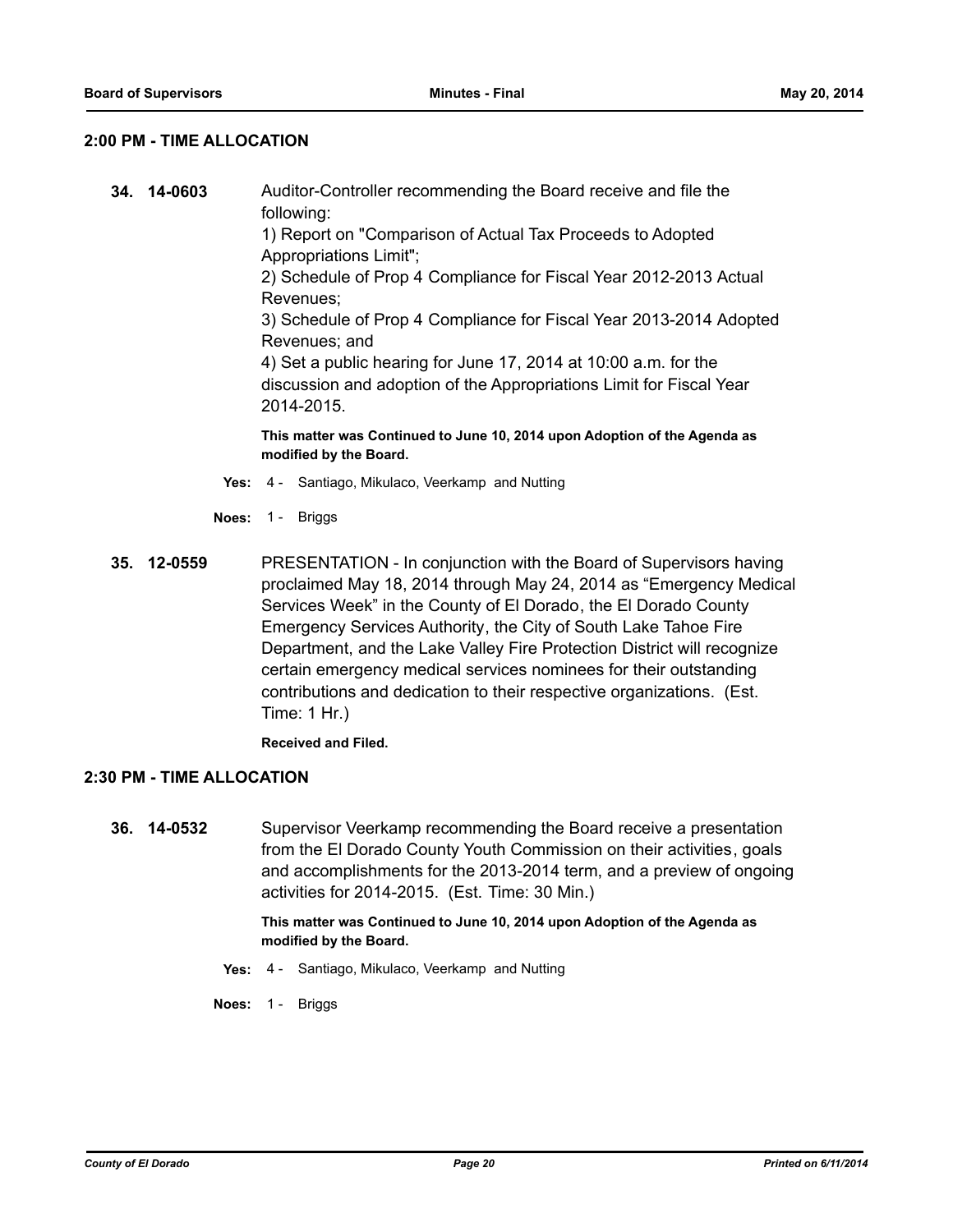## 2:00 PM - TIME ALLOCATION

**34. 14-0603** Auditor-Controller recommending the Board receive and file the following:
1) Report on "Comparison of Actual Tax Proceeds to Adopted Appropriations Limit";
2) Schedule of Prop 4 Compliance for Fiscal Year 2012-2013 Actual Revenues;
3) Schedule of Prop 4 Compliance for Fiscal Year 2013-2014 Adopted Revenues; and
4) Set a public hearing for June 17, 2014 at 10:00 a.m. for the discussion and adoption of the Appropriations Limit for Fiscal Year 2014-2015.

**This matter was Continued to June 10, 2014 upon Adoption of the Agenda as modified by the Board.**

**Yes:** 4 - Santiago, Mikulaco, Veerkamp and Nutting

**Noes:** 1 - Briggs

**35. 12-0559** PRESENTATION - In conjunction with the Board of Supervisors having proclaimed May 18, 2014 through May 24, 2014 as "Emergency Medical Services Week" in the County of El Dorado, the El Dorado County Emergency Services Authority, the City of South Lake Tahoe Fire Department, and the Lake Valley Fire Protection District will recognize certain emergency medical services nominees for their outstanding contributions and dedication to their respective organizations. (Est. Time: 1 Hr.)

**Received and Filed.**

## 2:30 PM - TIME ALLOCATION

**36. 14-0532** Supervisor Veerkamp recommending the Board receive a presentation from the El Dorado County Youth Commission on their activities, goals and accomplishments for the 2013-2014 term, and a preview of ongoing activities for 2014-2015. (Est. Time: 30 Min.)

**This matter was Continued to June 10, 2014 upon Adoption of the Agenda as modified by the Board.**

**Yes:** 4 - Santiago, Mikulaco, Veerkamp and Nutting

**Noes:** 1 - Briggs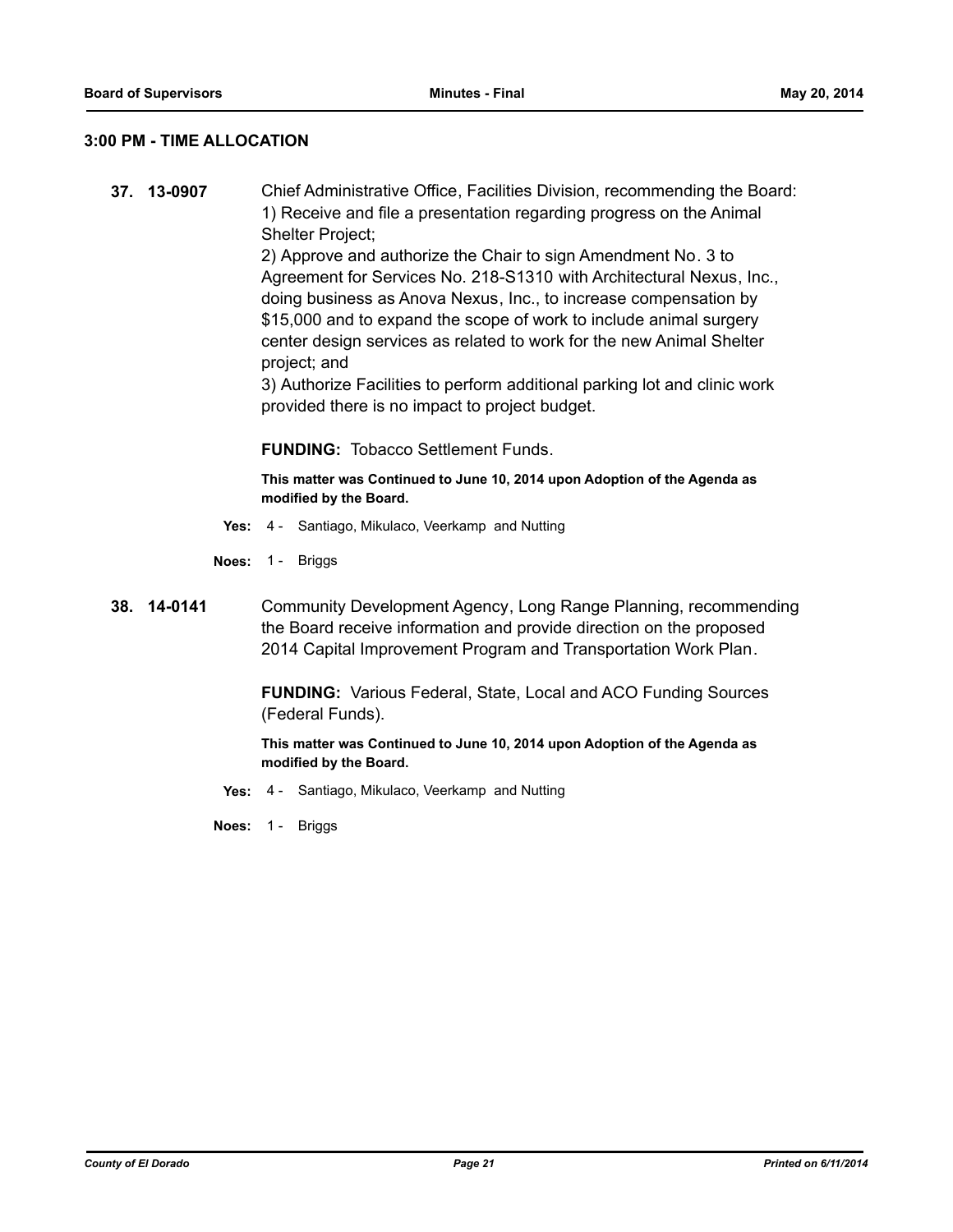## 3:00 PM - TIME ALLOCATION

**37. 13-0907** Chief Administrative Office, Facilities Division, recommending the Board:
1) Receive and file a presentation regarding progress on the Animal Shelter Project;
2) Approve and authorize the Chair to sign Amendment No. 3 to Agreement for Services No. 218-S1310 with Architectural Nexus, Inc., doing business as Anova Nexus, Inc., to increase compensation by $15,000 and to expand the scope of work to include animal surgery center design services as related to work for the new Animal Shelter project; and
3) Authorize Facilities to perform additional parking lot and clinic work provided there is no impact to project budget.

**FUNDING:** Tobacco Settlement Funds.

**This matter was Continued to June 10, 2014 upon Adoption of the Agenda as modified by the Board.**

**Yes:** 4 - Santiago, Mikulaco, Veerkamp and Nutting

**Noes:** 1 - Briggs

**38. 14-0141** Community Development Agency, Long Range Planning, recommending the Board receive information and provide direction on the proposed 2014 Capital Improvement Program and Transportation Work Plan.

**FUNDING:** Various Federal, State, Local and ACO Funding Sources (Federal Funds).

**This matter was Continued to June 10, 2014 upon Adoption of the Agenda as modified by the Board.**

**Yes:** 4 - Santiago, Mikulaco, Veerkamp and Nutting

**Noes:** 1 - Briggs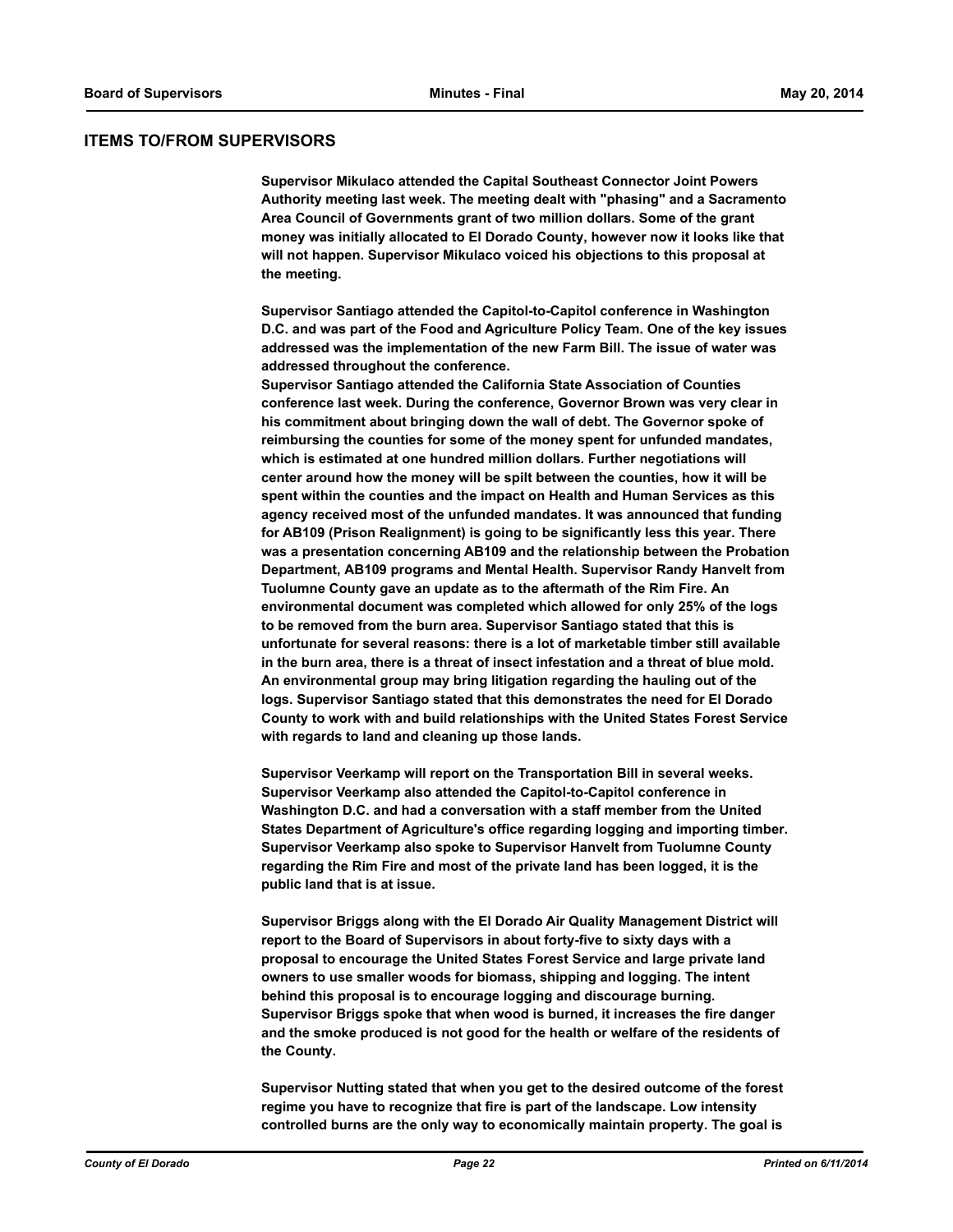## ITEMS TO/FROM SUPERVISORS

**Supervisor Mikulaco attended the Capital Southeast Connector Joint Powers Authority meeting last week. The meeting dealt with "phasing" and a Sacramento Area Council of Governments grant of two million dollars. Some of the grant money was initially allocated to El Dorado County, however now it looks like that will not happen. Supervisor Mikulaco voiced his objections to this proposal at the meeting.**

**Supervisor Santiago attended the Capitol-to-Capitol conference in Washington D.C. and was part of the Food and Agriculture Policy Team. One of the key issues addressed was the implementation of the new Farm Bill. The issue of water was addressed throughout the conference.**
**Supervisor Santiago attended the California State Association of Counties conference last week. During the conference, Governor Brown was very clear in his commitment about bringing down the wall of debt. The Governor spoke of reimbursing the counties for some of the money spent for unfunded mandates, which is estimated at one hundred million dollars. Further negotiations will center around how the money will be spilt between the counties, how it will be spent within the counties and the impact on Health and Human Services as this agency received most of the unfunded mandates. It was announced that funding for AB109 (Prison Realignment) is going to be significantly less this year. There was a presentation concerning AB109 and the relationship between the Probation Department, AB109 programs and Mental Health. Supervisor Randy Hanvelt from Tuolumne County gave an update as to the aftermath of the Rim Fire. An environmental document was completed which allowed for only 25% of the logs to be removed from the burn area. Supervisor Santiago stated that this is unfortunate for several reasons: there is a lot of marketable timber still available in the burn area, there is a threat of insect infestation and a threat of blue mold. An environmental group may bring litigation regarding the hauling out of the logs. Supervisor Santiago stated that this demonstrates the need for El Dorado County to work with and build relationships with the United States Forest Service with regards to land and cleaning up those lands.**

**Supervisor Veerkamp will report on the Transportation Bill in several weeks. Supervisor Veerkamp also attended the Capitol-to-Capitol conference in Washington D.C. and had a conversation with a staff member from the United States Department of Agriculture's office regarding logging and importing timber. Supervisor Veerkamp also spoke to Supervisor Hanvelt from Tuolumne County regarding the Rim Fire and most of the private land has been logged, it is the public land that is at issue.**

**Supervisor Briggs along with the El Dorado Air Quality Management District will report to the Board of Supervisors in about forty-five to sixty days with a proposal to encourage the United States Forest Service and large private land owners to use smaller woods for biomass, shipping and logging. The intent behind this proposal is to encourage logging and discourage burning. Supervisor Briggs spoke that when wood is burned, it increases the fire danger and the smoke produced is not good for the health or welfare of the residents of the County.**

**Supervisor Nutting stated that when you get to the desired outcome of the forest regime you have to recognize that fire is part of the landscape. Low intensity controlled burns are the only way to economically maintain property. The goal is**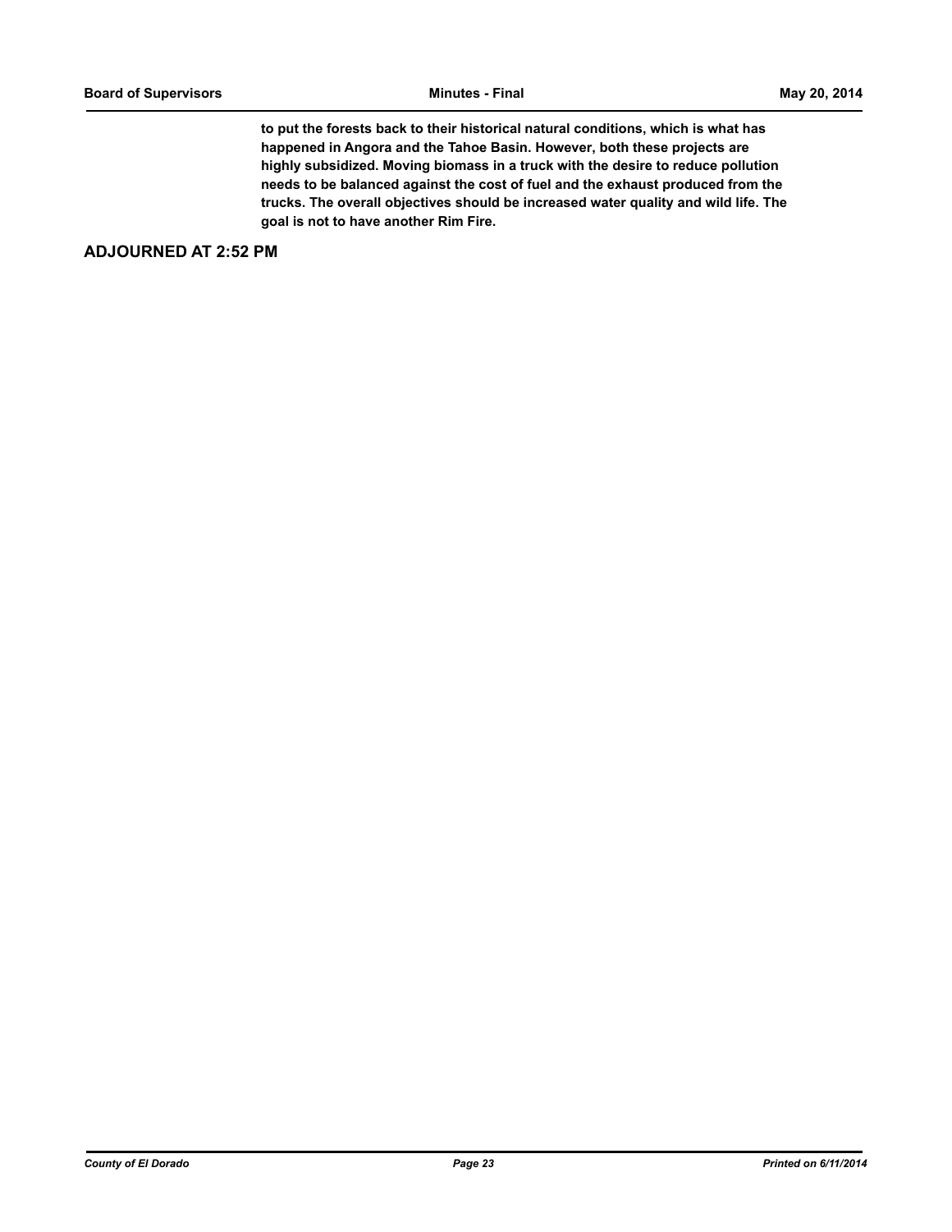**to put the forests back to their historical natural conditions, which is what has happened in Angora and the Tahoe Basin. However, both these projects are highly subsidized. Moving biomass in a truck with the desire to reduce pollution needs to be balanced against the cost of fuel and the exhaust produced from the trucks. The overall objectives should be increased water quality and wild life. The goal is not to have another Rim Fire.**

## ADJOURNED AT 2:52 PM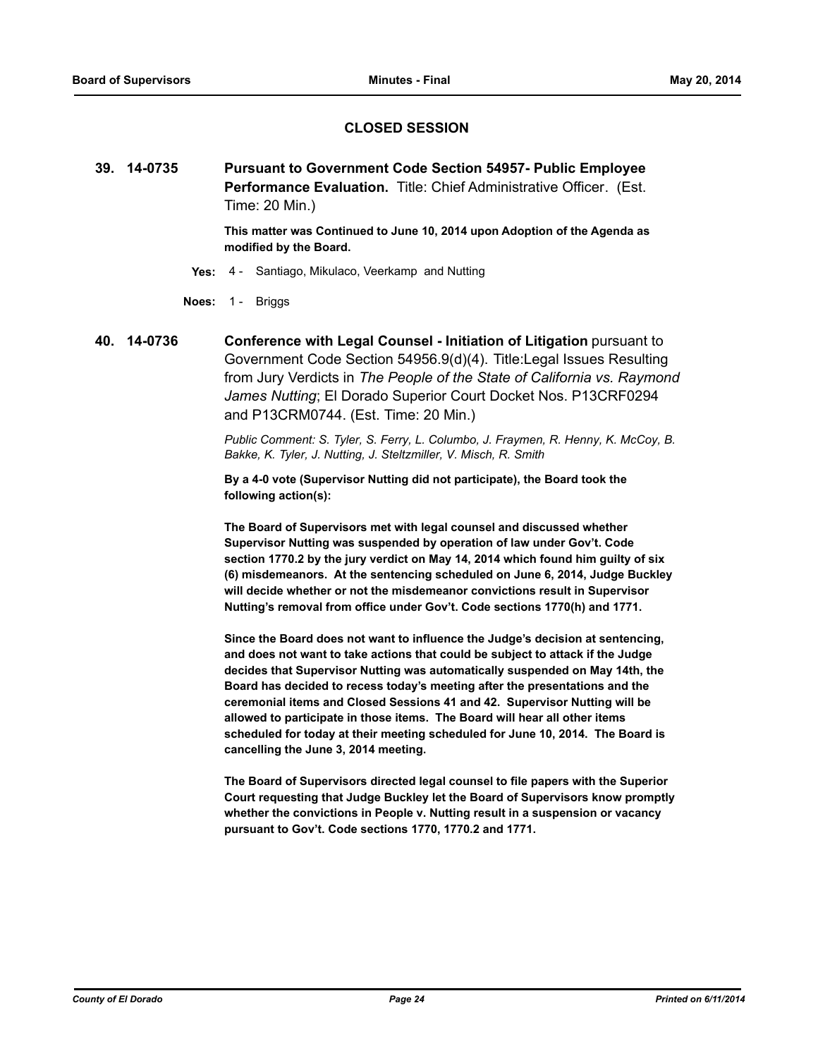## CLOSED SESSION

**39. 14-0735** **Pursuant to Government Code Section 54957- Public Employee Performance Evaluation.** Title: Chief Administrative Officer. (Est. Time: 20 Min.)

**This matter was Continued to June 10, 2014 upon Adoption of the Agenda as modified by the Board.**

**Yes:** 4 - Santiago, Mikulaco, Veerkamp and Nutting

**Noes:** 1 - Briggs

**40. 14-0736** **Conference with Legal Counsel - Initiation of Litigation** pursuant to Government Code Section 54956.9(d)(4). Title:Legal Issues Resulting from Jury Verdicts in *The People of the State of California vs. Raymond James Nutting*; El Dorado Superior Court Docket Nos. P13CRF0294 and P13CRM0744. (Est. Time: 20 Min.)

*Public Comment: S. Tyler, S. Ferry, L. Columbo, J. Fraymen, R. Henny, K. McCoy, B. Bakke, K. Tyler, J. Nutting, J. Steltzmiller, V. Misch, R. Smith*

**By a 4-0 vote (Supervisor Nutting did not participate), the Board took the following action(s):**

**The Board of Supervisors met with legal counsel and discussed whether Supervisor Nutting was suspended by operation of law under Gov't. Code section 1770.2 by the jury verdict on May 14, 2014 which found him guilty of six (6) misdemeanors. At the sentencing scheduled on June 6, 2014, Judge Buckley will decide whether or not the misdemeanor convictions result in Supervisor Nutting's removal from office under Gov't. Code sections 1770(h) and 1771.**

**Since the Board does not want to influence the Judge's decision at sentencing, and does not want to take actions that could be subject to attack if the Judge decides that Supervisor Nutting was automatically suspended on May 14th, the Board has decided to recess today's meeting after the presentations and the ceremonial items and Closed Sessions 41 and 42. Supervisor Nutting will be allowed to participate in those items. The Board will hear all other items scheduled for today at their meeting scheduled for June 10, 2014. The Board is cancelling the June 3, 2014 meeting.**

**The Board of Supervisors directed legal counsel to file papers with the Superior Court requesting that Judge Buckley let the Board of Supervisors know promptly whether the convictions in People v. Nutting result in a suspension or vacancy pursuant to Gov't. Code sections 1770, 1770.2 and 1771.**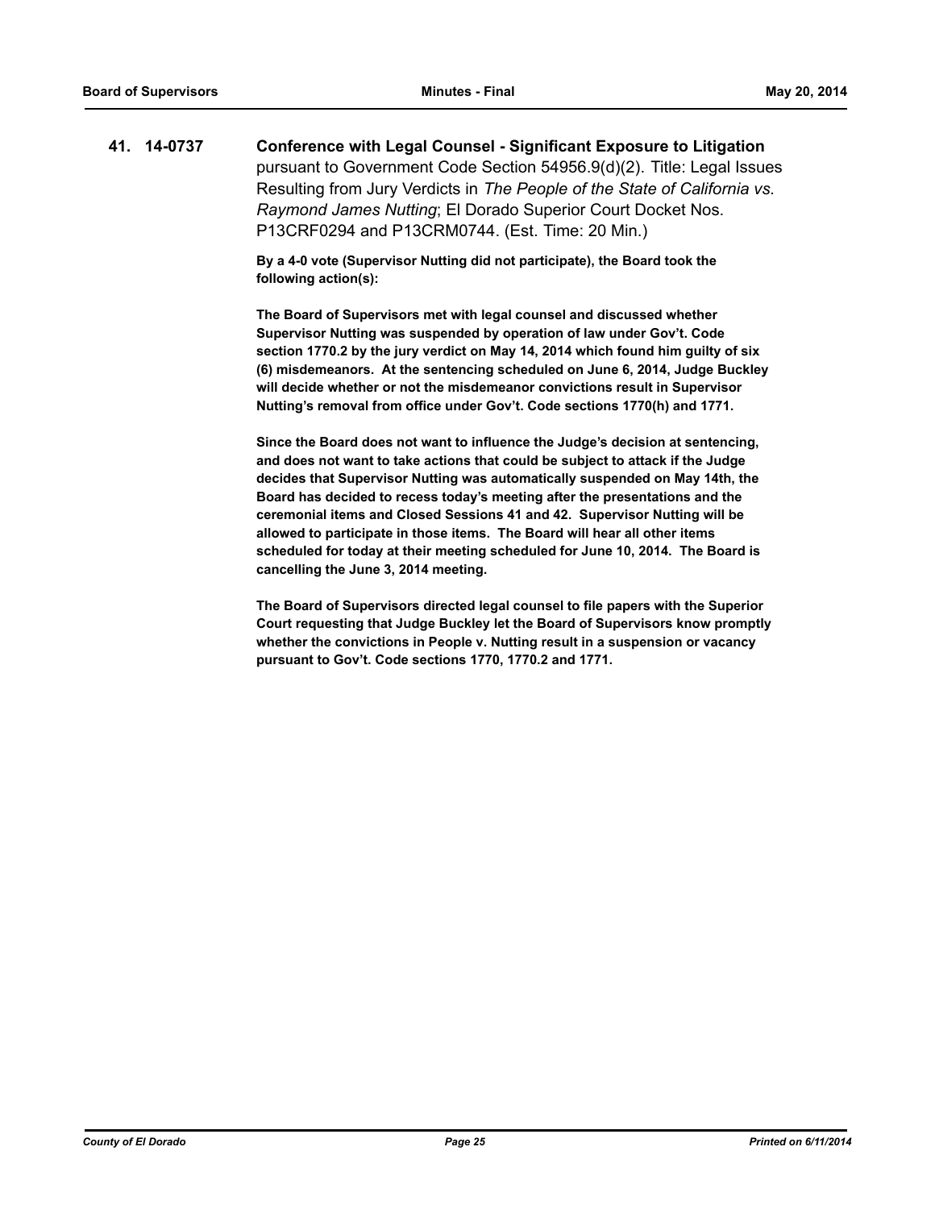**41. 14-0737** **Conference with Legal Counsel - Significant Exposure to Litigation** pursuant to Government Code Section 54956.9(d)(2). Title: Legal Issues Resulting from Jury Verdicts in *The People of the State of California vs. Raymond James Nutting*; El Dorado Superior Court Docket Nos. P13CRF0294 and P13CRM0744. (Est. Time: 20 Min.)

**By a 4-0 vote (Supervisor Nutting did not participate), the Board took the following action(s):**

**The Board of Supervisors met with legal counsel and discussed whether Supervisor Nutting was suspended by operation of law under Gov't. Code section 1770.2 by the jury verdict on May 14, 2014 which found him guilty of six (6) misdemeanors. At the sentencing scheduled on June 6, 2014, Judge Buckley will decide whether or not the misdemeanor convictions result in Supervisor Nutting's removal from office under Gov't. Code sections 1770(h) and 1771.**

**Since the Board does not want to influence the Judge's decision at sentencing, and does not want to take actions that could be subject to attack if the Judge decides that Supervisor Nutting was automatically suspended on May 14th, the Board has decided to recess today's meeting after the presentations and the ceremonial items and Closed Sessions 41 and 42. Supervisor Nutting will be allowed to participate in those items. The Board will hear all other items scheduled for today at their meeting scheduled for June 10, 2014. The Board is cancelling the June 3, 2014 meeting.**

**The Board of Supervisors directed legal counsel to file papers with the Superior Court requesting that Judge Buckley let the Board of Supervisors know promptly whether the convictions in People v. Nutting result in a suspension or vacancy pursuant to Gov't. Code sections 1770, 1770.2 and 1771.**